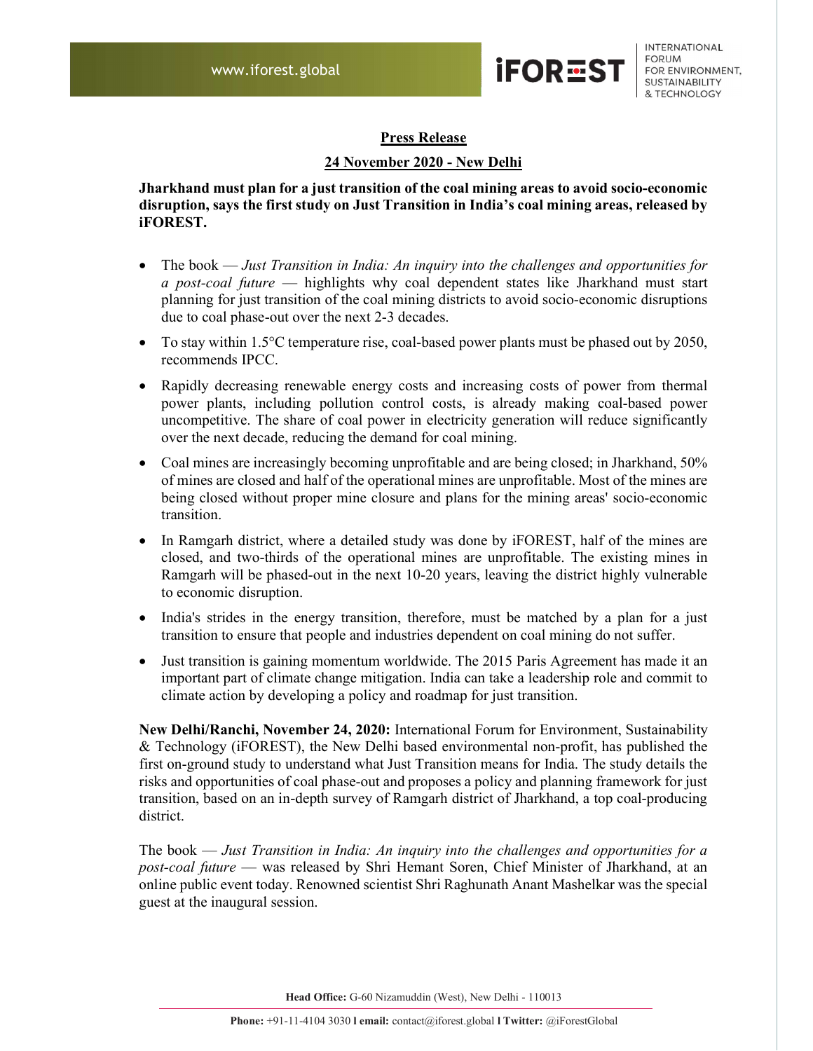**Press Release**

**24 November 2020 - New Delhi**

**Jharkhand must plan for a just transition of the coal mining areas to avoid socio-economic disruption, says the first study on Just Transition in India's coal mining areas, released by iFOREST.**

- The book — *Just Transition in India: An inquiry into the challenges and opportunities for a post-coal future* — highlights why coal dependent states like Jharkhand must start planning for just transition of the coal mining districts to avoid socio-economic disruptions due to coal phase-out over the next 2-3 decades.
- To stay within 1.5°C temperature rise, coal-based power plants must be phased out by 2050, recommends IPCC.
- Rapidly decreasing renewable energy costs and increasing costs of power from thermal power plants, including pollution control costs, is already making coal-based power uncompetitive. The share of coal power in electricity generation will reduce significantly over the next decade, reducing the demand for coal mining.
- Coal mines are increasingly becoming unprofitable and are being closed; in Jharkhand, 50% of mines are closed and half of the operational mines are unprofitable. Most of the mines are being closed without proper mine closure and plans for the mining areas' socio-economic transition.
- In Ramgarh district, where a detailed study was done by iFOREST, half of the mines are closed, and two-thirds of the operational mines are unprofitable. The existing mines in Ramgarh will be phased-out in the next 10-20 years, leaving the district highly vulnerable to economic disruption.
- India's strides in the energy transition, therefore, must be matched by a plan for a just transition to ensure that people and industries dependent on coal mining do not suffer.
- Just transition is gaining momentum worldwide. The 2015 Paris Agreement has made it an important part of climate change mitigation. India can take a leadership role and commit to climate action by developing a policy and roadmap for just transition.

**New Delhi/Ranchi, November 24, 2020:** International Forum for Environment, Sustainability & Technology (iFOREST), the New Delhi based environmental non-profit, has published the first on-ground study to understand what Just Transition means for India. The study details the risks and opportunities of coal phase-out and proposes a policy and planning framework for just transition, based on an in-depth survey of Ramgarh district of Jharkhand, a top coal-producing district.

The book — *Just Transition in India: An inquiry into the challenges and opportunities for a post-coal future* — was released by Shri Hemant Soren, Chief Minister of Jharkhand, at an online public event today. Renowned scientist Shri Raghunath Anant Mashelkar was the special guest at the inaugural session.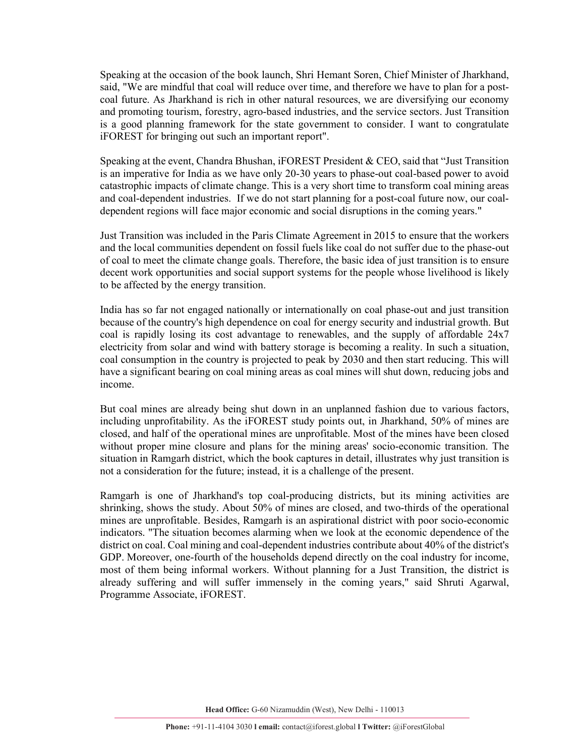Speaking at the occasion of the book launch, Shri Hemant Soren, Chief Minister of Jharkhand, said, "We are mindful that coal will reduce over time, and therefore we have to plan for a post-coal future. As Jharkhand is rich in other natural resources, we are diversifying our economy and promoting tourism, forestry, agro-based industries, and the service sectors. Just Transition is a good planning framework for the state government to consider. I want to congratulate iFOREST for bringing out such an important report".

Speaking at the event, Chandra Bhushan, iFOREST President & CEO, said that "Just Transition is an imperative for India as we have only 20-30 years to phase-out coal-based power to avoid catastrophic impacts of climate change. This is a very short time to transform coal mining areas and coal-dependent industries. If we do not start planning for a post-coal future now, our coal-dependent regions will face major economic and social disruptions in the coming years."

Just Transition was included in the Paris Climate Agreement in 2015 to ensure that the workers and the local communities dependent on fossil fuels like coal do not suffer due to the phase-out of coal to meet the climate change goals. Therefore, the basic idea of just transition is to ensure decent work opportunities and social support systems for the people whose livelihood is likely to be affected by the energy transition.

India has so far not engaged nationally or internationally on coal phase-out and just transition because of the country's high dependence on coal for energy security and industrial growth. But coal is rapidly losing its cost advantage to renewables, and the supply of affordable 24x7 electricity from solar and wind with battery storage is becoming a reality. In such a situation, coal consumption in the country is projected to peak by 2030 and then start reducing. This will have a significant bearing on coal mining areas as coal mines will shut down, reducing jobs and income.

But coal mines are already being shut down in an unplanned fashion due to various factors, including unprofitability. As the iFOREST study points out, in Jharkhand, 50% of mines are closed, and half of the operational mines are unprofitable. Most of the mines have been closed without proper mine closure and plans for the mining areas' socio-economic transition. The situation in Ramgarh district, which the book captures in detail, illustrates why just transition is not a consideration for the future; instead, it is a challenge of the present.

Ramgarh is one of Jharkhand's top coal-producing districts, but its mining activities are shrinking, shows the study. About 50% of mines are closed, and two-thirds of the operational mines are unprofitable. Besides, Ramgarh is an aspirational district with poor socio-economic indicators. "The situation becomes alarming when we look at the economic dependence of the district on coal. Coal mining and coal-dependent industries contribute about 40% of the district's GDP. Moreover, one-fourth of the households depend directly on the coal industry for income, most of them being informal workers. Without planning for a Just Transition, the district is already suffering and will suffer immensely in the coming years," said Shruti Agarwal, Programme Associate, iFOREST.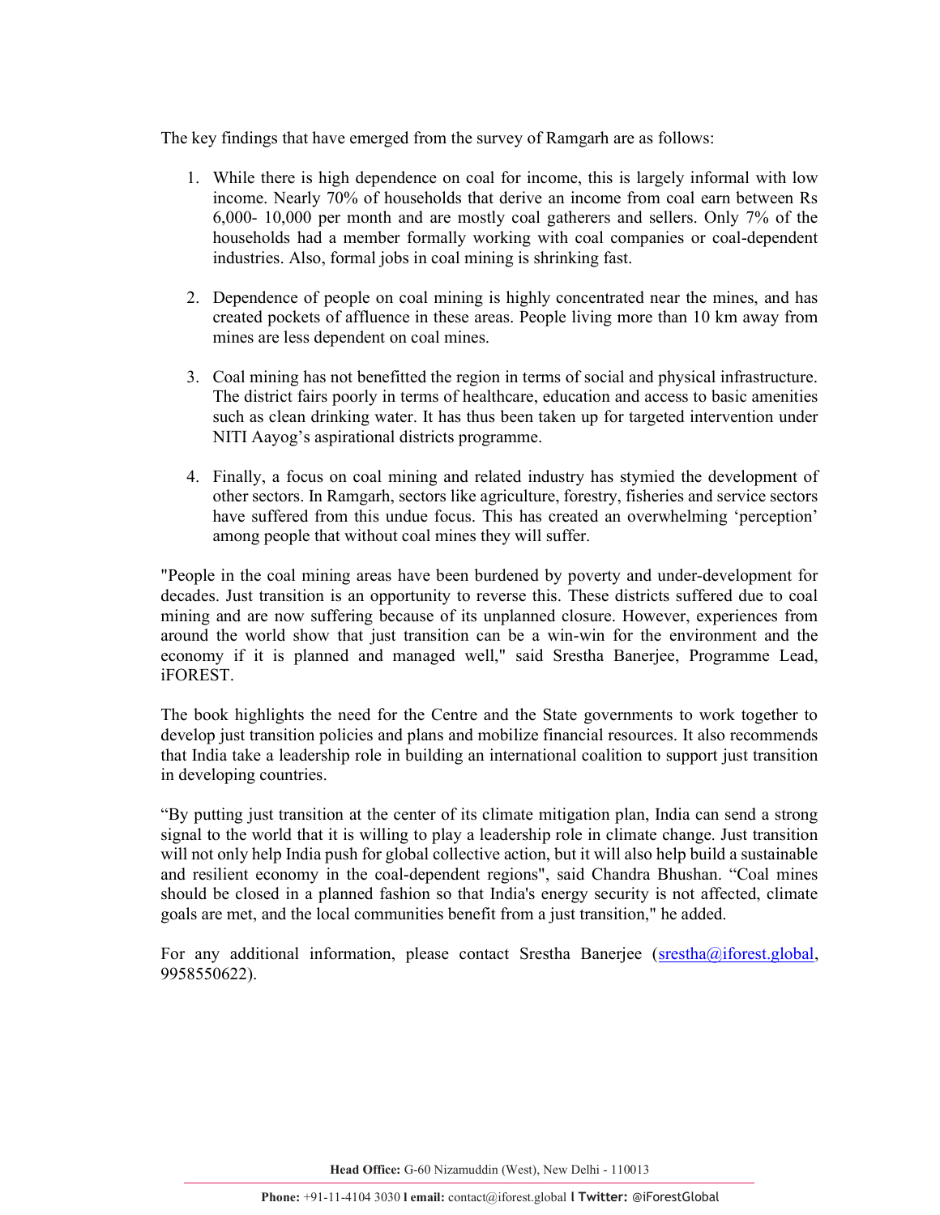The key findings that have emerged from the survey of Ramgarh are as follows:

1. While there is high dependence on coal for income, this is largely informal with low income. Nearly 70% of households that derive an income from coal earn between Rs 6,000- 10,000 per month and are mostly coal gatherers and sellers. Only 7% of the households had a member formally working with coal companies or coal-dependent industries. Also, formal jobs in coal mining is shrinking fast.

2. Dependence of people on coal mining is highly concentrated near the mines, and has created pockets of affluence in these areas. People living more than 10 km away from mines are less dependent on coal mines.

3. Coal mining has not benefitted the region in terms of social and physical infrastructure. The district fairs poorly in terms of healthcare, education and access to basic amenities such as clean drinking water. It has thus been taken up for targeted intervention under NITI Aayog's aspirational districts programme.

4. Finally, a focus on coal mining and related industry has stymied the development of other sectors. In Ramgarh, sectors like agriculture, forestry, fisheries and service sectors have suffered from this undue focus. This has created an overwhelming 'perception' among people that without coal mines they will suffer.

"People in the coal mining areas have been burdened by poverty and under-development for decades. Just transition is an opportunity to reverse this. These districts suffered due to coal mining and are now suffering because of its unplanned closure. However, experiences from around the world show that just transition can be a win-win for the environment and the economy if it is planned and managed well," said Srestha Banerjee, Programme Lead, iFOREST.

The book highlights the need for the Centre and the State governments to work together to develop just transition policies and plans and mobilize financial resources. It also recommends that India take a leadership role in building an international coalition to support just transition in developing countries.

"By putting just transition at the center of its climate mitigation plan, India can send a strong signal to the world that it is willing to play a leadership role in climate change. Just transition will not only help India push for global collective action, but it will also help build a sustainable and resilient economy in the coal-dependent regions", said Chandra Bhushan. "Coal mines should be closed in a planned fashion so that India's energy security is not affected, climate goals are met, and the local communities benefit from a just transition," he added.

For any additional information, please contact Srestha Banerjee (srestha@iforest.global, 9958550622).